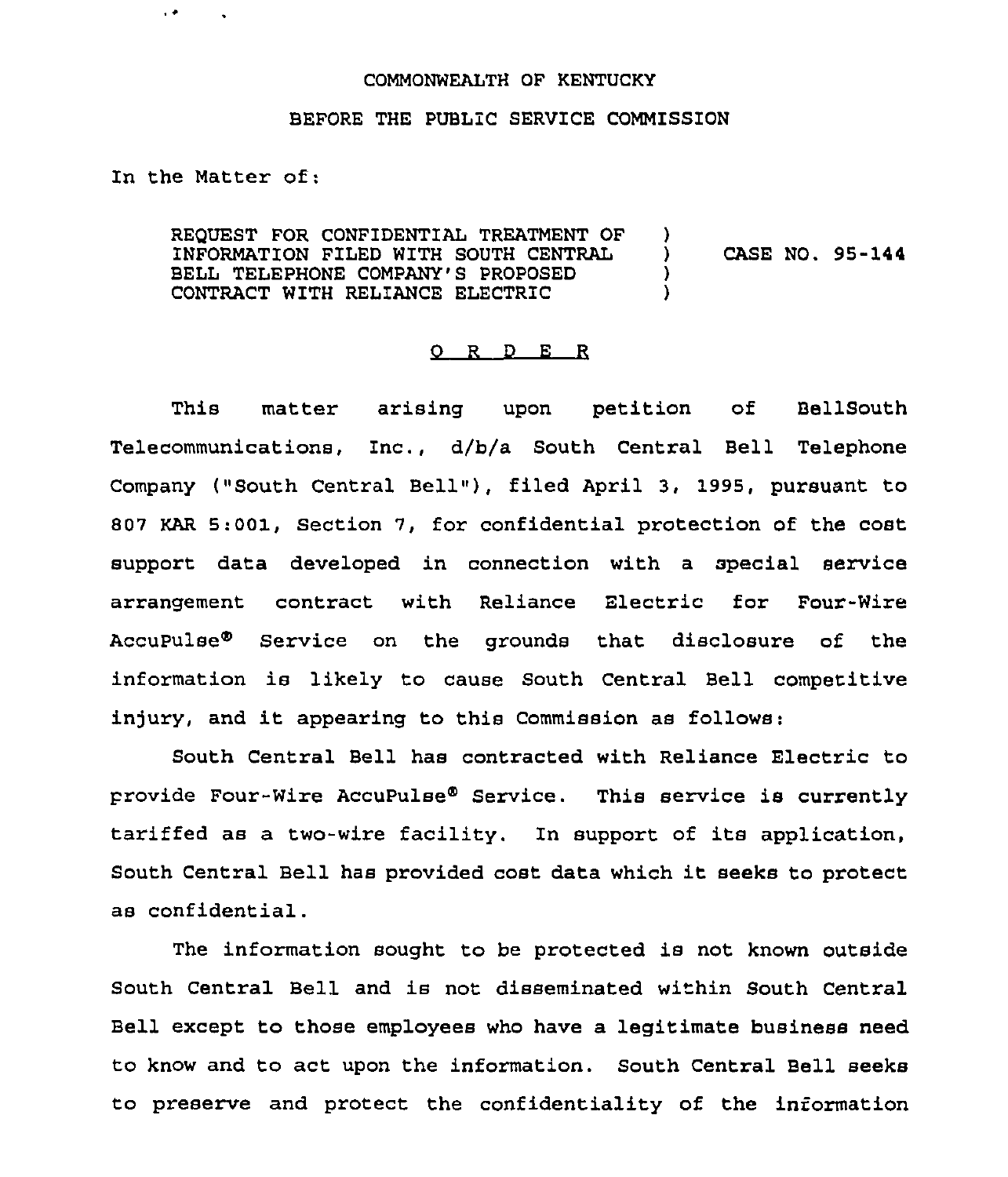COMMONWEALTH OF KENTUCKY

BEFORE THE PUBLIC SERVICE COMMISSION

In the Matter of:

| | | |
|---|---|---|
| REQUEST FOR CONFIDENTIAL TREATMENT OF INFORMATION FILED WITH SOUTH CENTRAL BELL TELEPHONE COMPANY'S PROPOSED CONTRACT WITH RELIANCE ELECTRIC | ) ) ) ) | CASE NO. 95-144 |

## O R D E R

This matter arising upon petition of BellSouth Telecommunications, Inc., d/b/a South Central Bell Telephone Company ("South Central Bell"), filed April 3, 1995, pursuant to 807 KAR 5:001, Section 7, for confidential protection of the cost support data developed in connection with a special service arrangement contract with Reliance Electric for Four-Wire AccuPulse® Service on the grounds that disclosure of the information is likely to cause South Central Bell competitive injury, and it appearing to this Commission as follows:

South Central Bell has contracted with Reliance Electric to provide Four-Wire AccuPulse® Service. This service is currently tariffed as a two-wire facility. In support of its application, South Central Bell has provided cost data which it seeks to protect as confidential.

The information sought to be protected is not known outside South Central Bell and is not disseminated within South Central Bell except to those employees who have a legitimate business need to know and to act upon the information. South Central Bell seeks to preserve and protect the confidentiality of the information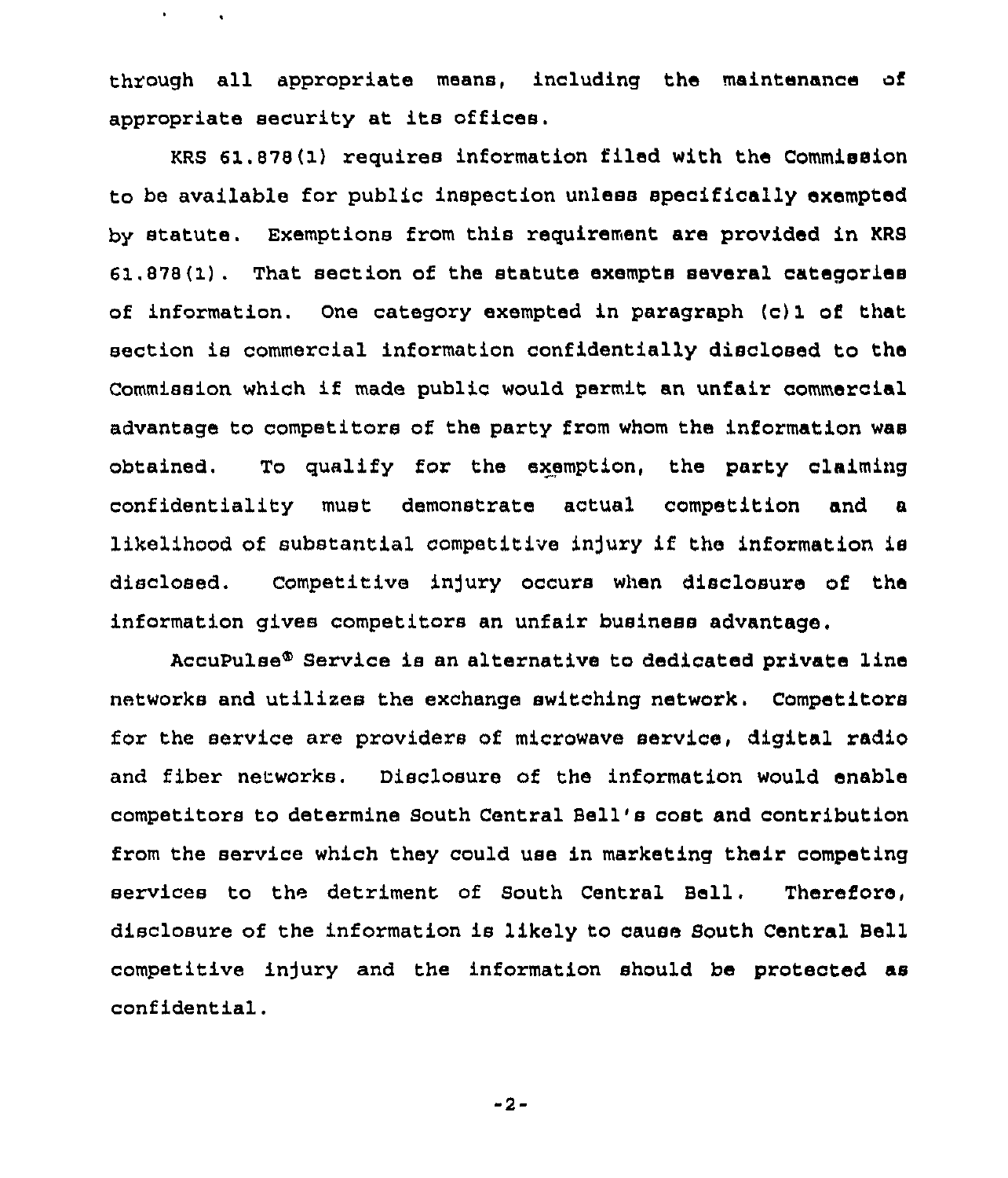through all appropriate means, including the maintenance of appropriate security at its offices.

KRS 61.878(1) requires information filed with the Commission to be available for public inspection unless specifically exempted by statute. Exemptions from this requirement are provided in KRS 61.878(1). That section of the statute exempts several categories of information. One category exempted in paragraph (c)1 of that section is commercial information confidentially disclosed to the Commission which if made public would permit an unfair commercial advantage to competitors of the party from whom the information was obtained. To qualify for the exemption, the party claiming confidentiality must demonstrate actual competition and a likelihood of substantial competitive injury if the information is disclosed. Competitive injury occurs when disclosure of the information gives competitors an unfair business advantage.

AccuPulse® Service is an alternative to dedicated private line networks and utilizes the exchange switching network. Competitors for the service are providers of microwave service, digital radio and fiber networks. Disclosure of the information would enable competitors to determine South Central Bell's cost and contribution from the service which they could use in marketing their competing services to the detriment of South Central Bell. Therefore, disclosure of the information is likely to cause South Central Bell competitive injury and the information should be protected as confidential.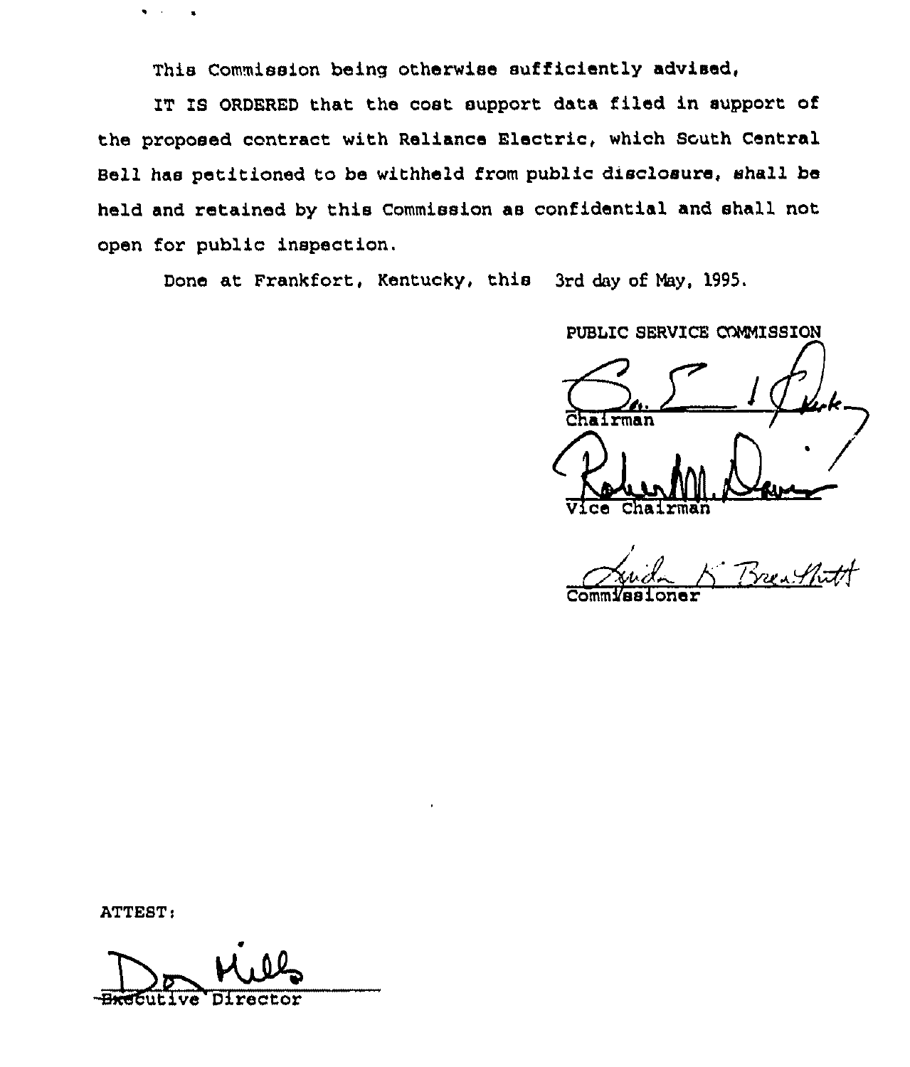This Commission being otherwise sufficiently advised,

IT IS ORDERED that the cost support data filed in support of the proposed contract with Reliance Electric, which South Central Bell has petitioned to be withheld from public disclosure, shall be held and retained by this Commission as confidential and shall not open for public inspection.

Done at Frankfort, Kentucky, this 3rd day of May, 1995.

PUBLIC SERVICE COMMISSION

Chairman

Vice Chairman

Commissioner

ATTEST:

Executive Director